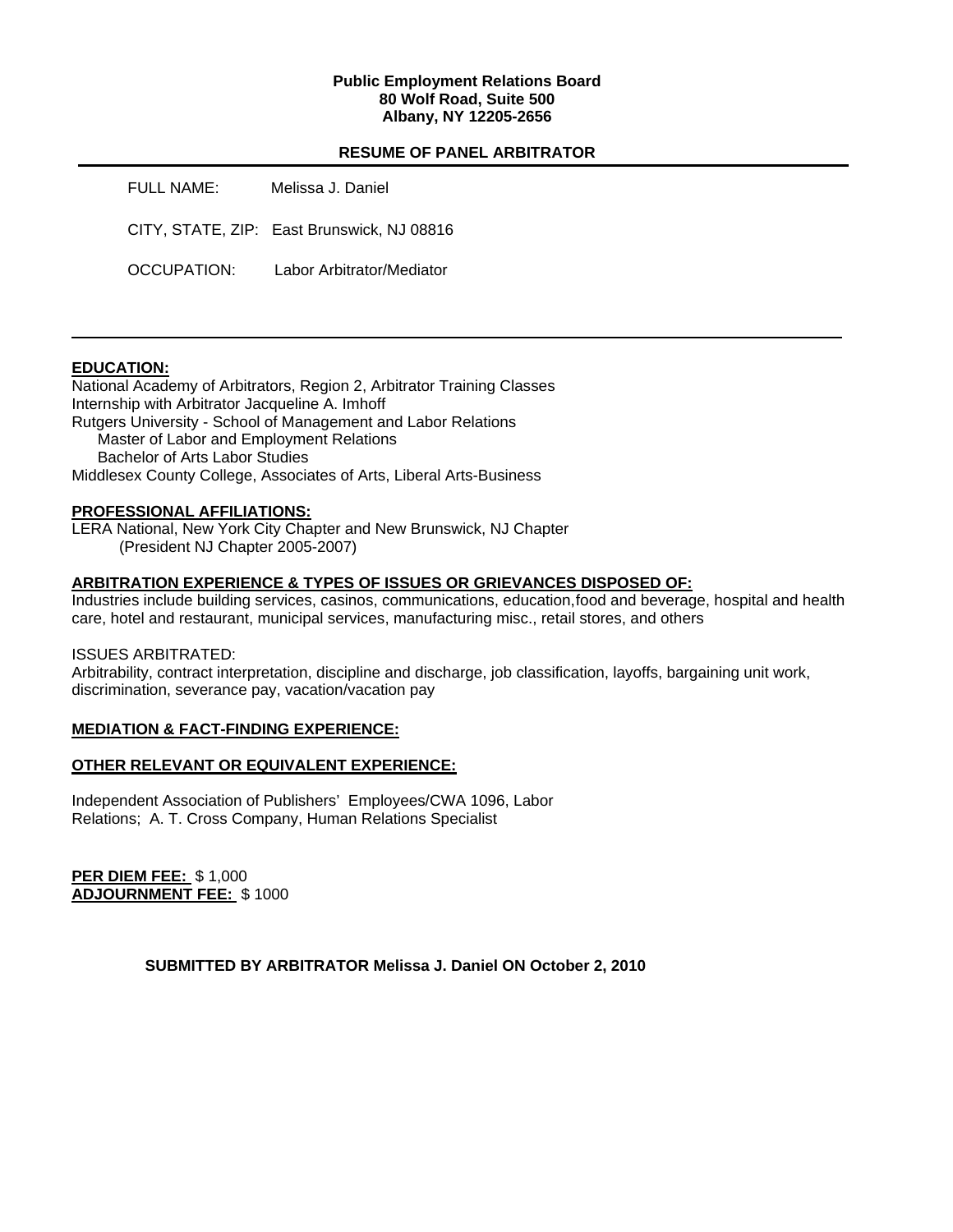**Public Employment Relations Board**
**80 Wolf Road, Suite 500**
**Albany, NY 12205-2656**

## RESUME OF PANEL ARBITRATOR

FULL NAME: Melissa J. Daniel

CITY, STATE, ZIP: East Brunswick, NJ 08816

OCCUPATION: Labor Arbitrator/Mediator

---

**EDUCATION:**

National Academy of Arbitrators, Region 2, Arbitrator Training Classes
Internship with Arbitrator Jacqueline A. Imhoff
Rutgers University - School of Management and Labor Relations
  Master of Labor and Employment Relations
  Bachelor of Arts Labor Studies
Middlesex County College, Associates of Arts, Liberal Arts-Business

**PROFESSIONAL AFFILIATIONS:**

LERA National, New York City Chapter and New Brunswick, NJ Chapter
  (President NJ Chapter 2005-2007)

**ARBITRATION EXPERIENCE & TYPES OF ISSUES OR GRIEVANCES DISPOSED OF:**

Industries include building services, casinos, communications, education,food and beverage, hospital and health care, hotel and restaurant, municipal services, manufacturing misc., retail stores, and others

ISSUES ARBITRATED:
Arbitrability, contract interpretation, discipline and discharge, job classification, layoffs, bargaining unit work, discrimination, severance pay, vacation/vacation pay

**MEDIATION & FACT-FINDING EXPERIENCE:**

**OTHER RELEVANT OR EQUIVALENT EXPERIENCE:**

Independent Association of Publishers' Employees/CWA 1096, Labor Relations; A. T. Cross Company, Human Relations Specialist

**PER DIEM FEE:** $ 1,000
**ADJOURNMENT FEE:** $ 1000

**SUBMITTED BY ARBITRATOR Melissa J. Daniel ON October 2, 2010**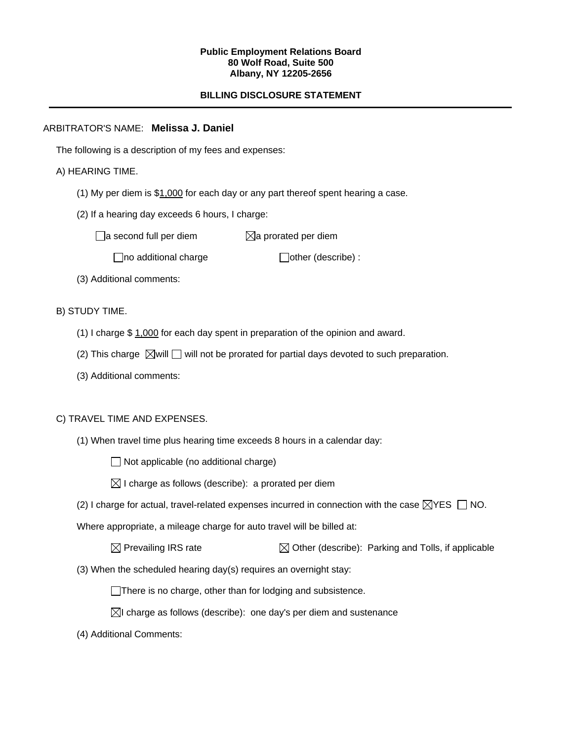**Public Employment Relations Board**
**80 Wolf Road, Suite 500**
**Albany, NY 12205-2656**

**BILLING DISCLOSURE STATEMENT**

---

ARBITRATOR'S NAME: **Melissa J. Daniel**

The following is a description of my fees and expenses:

A) HEARING TIME.

(1) My per diem is $1,000 for each day or any part thereof spent hearing a case.

(2) If a hearing day exceeds 6 hours, I charge:

☐ a second full per diem ☒ a prorated per diem

☐ no additional charge ☐ other (describe) :

(3) Additional comments:

B) STUDY TIME.

(1) I charge $ 1,000 for each day spent in preparation of the opinion and award.

(2) This charge ☒ will ☐ will not be prorated for partial days devoted to such preparation.

(3) Additional comments:

C) TRAVEL TIME AND EXPENSES.

(1) When travel time plus hearing time exceeds 8 hours in a calendar day:

☐ Not applicable (no additional charge)

☒ I charge as follows (describe): a prorated per diem

(2) I charge for actual, travel-related expenses incurred in connection with the case ☒ YES ☐ NO.

Where appropriate, a mileage charge for auto travel will be billed at:

☒ Prevailing IRS rate ☒ Other (describe): Parking and Tolls, if applicable

(3) When the scheduled hearing day(s) requires an overnight stay:

☐ There is no charge, other than for lodging and subsistence.

☒ I charge as follows (describe): one day's per diem and sustenance

(4) Additional Comments: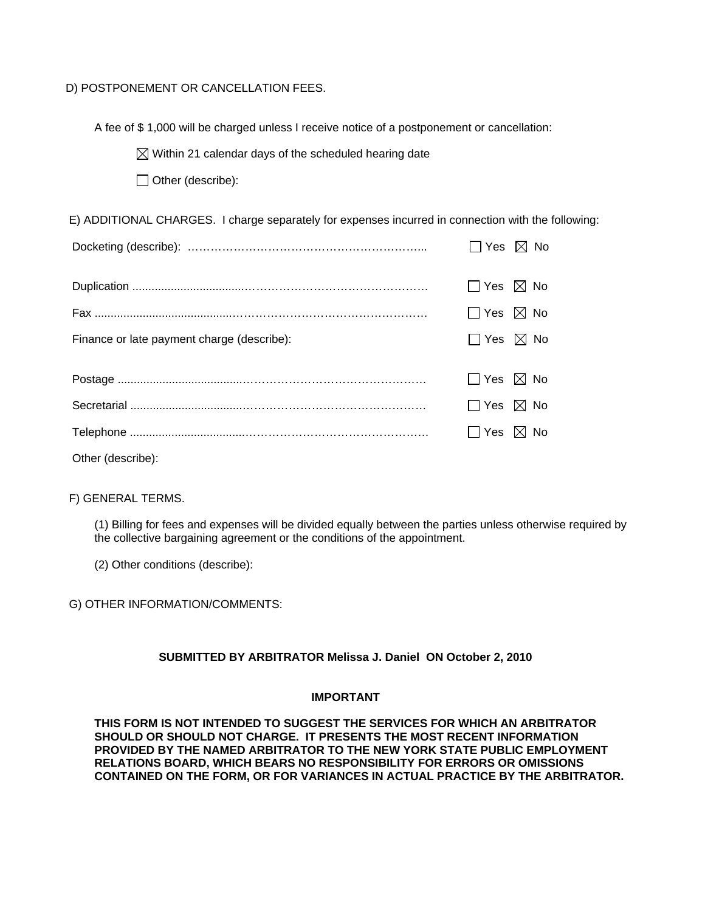D) POSTPONEMENT OR CANCELLATION FEES.

A fee of $ 1,000 will be charged unless I receive notice of a postponement or cancellation:

☒ Within 21 calendar days of the scheduled hearing date

☐ Other (describe):

E) ADDITIONAL CHARGES. I charge separately for expenses incurred in connection with the following:

| | |
|---|---|
| Docketing (describe): ………………………………………………………... | ☐ Yes ☒ No |
| Duplication ..................................……………………………………… | ☐ Yes ☒ No |
| Fax ..........................................………………………………………… | ☐ Yes ☒ No |
| Finance or late payment charge (describe): | ☐ Yes ☒ No |
| Postage .....................................……………………………………… | ☐ Yes ☒ No |
| Secretarial ..................................……………………………………… | ☐ Yes ☒ No |
| Telephone ..................................………………………………………. | ☐ Yes ☒ No |

Other (describe):

F) GENERAL TERMS.

(1) Billing for fees and expenses will be divided equally between the parties unless otherwise required by the collective bargaining agreement or the conditions of the appointment.

(2) Other conditions (describe):

G) OTHER INFORMATION/COMMENTS:

**SUBMITTED BY ARBITRATOR Melissa J. Daniel ON October 2, 2010**

**IMPORTANT**

**THIS FORM IS NOT INTENDED TO SUGGEST THE SERVICES FOR WHICH AN ARBITRATOR SHOULD OR SHOULD NOT CHARGE. IT PRESENTS THE MOST RECENT INFORMATION PROVIDED BY THE NAMED ARBITRATOR TO THE NEW YORK STATE PUBLIC EMPLOYMENT RELATIONS BOARD, WHICH BEARS NO RESPONSIBILITY FOR ERRORS OR OMISSIONS CONTAINED ON THE FORM, OR FOR VARIANCES IN ACTUAL PRACTICE BY THE ARBITRATOR.**